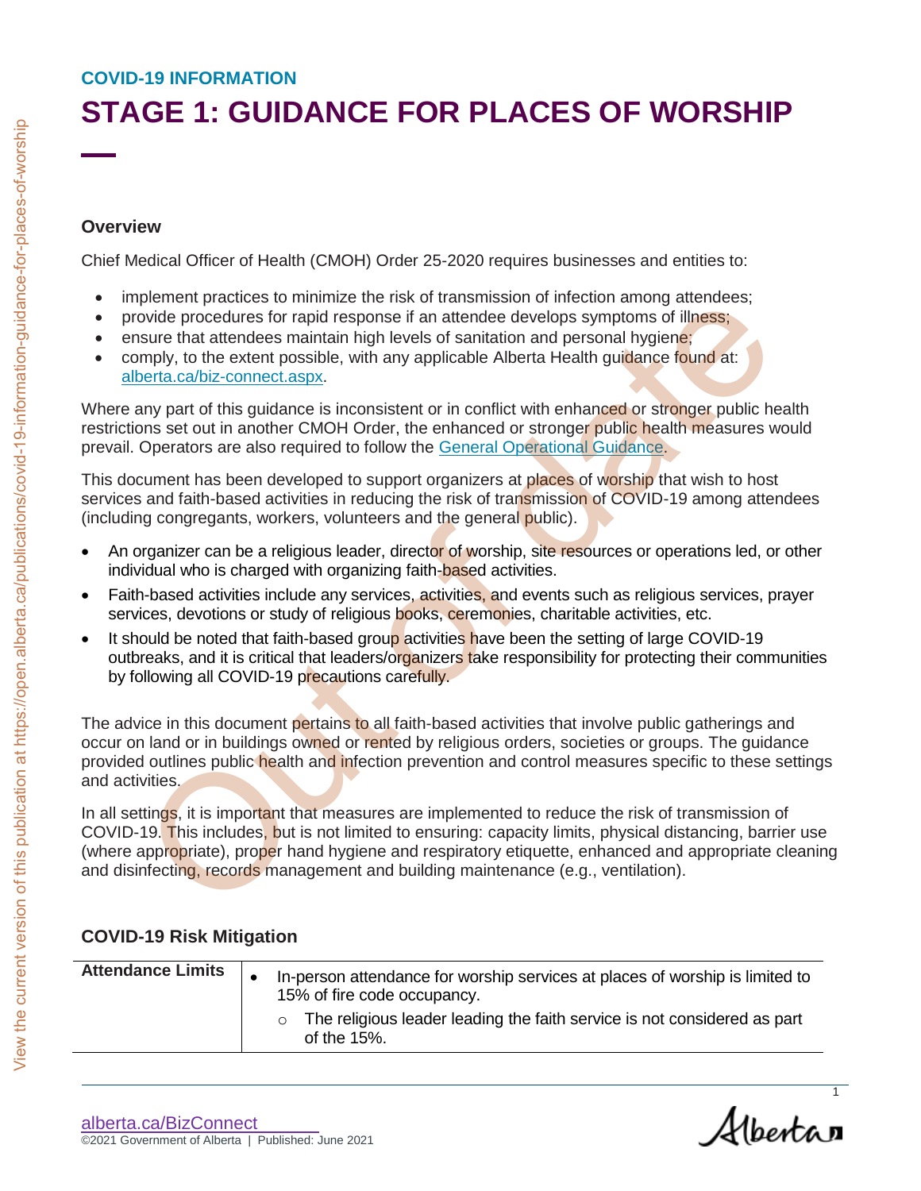COVID-19 INFORMATION

# STAGE 1: GUIDANCE FOR PLACES OF WORSHIP

## Overview

Chief Medical Officer of Health (CMOH) Order 25-2020 requires businesses and entities to:

- implement practices to minimize the risk of transmission of infection among attendees;
- provide procedures for rapid response if an attendee develops symptoms of illness;
- ensure that attendees maintain high levels of sanitation and personal hygiene;
- comply, to the extent possible, with any applicable Alberta Health guidance found at: alberta.ca/biz-connect.aspx.

Where any part of this guidance is inconsistent or in conflict with enhanced or stronger public health restrictions set out in another CMOH Order, the enhanced or stronger public health measures would prevail. Operators are also required to follow the General Operational Guidance.

This document has been developed to support organizers at places of worship that wish to host services and faith-based activities in reducing the risk of transmission of COVID-19 among attendees (including congregants, workers, volunteers and the general public).

- An organizer can be a religious leader, director of worship, site resources or operations led, or other individual who is charged with organizing faith-based activities.
- Faith-based activities include any services, activities, and events such as religious services, prayer services, devotions or study of religious books, ceremonies, charitable activities, etc.
- It should be noted that faith-based group activities have been the setting of large COVID-19 outbreaks, and it is critical that leaders/organizers take responsibility for protecting their communities by following all COVID-19 precautions carefully.

The advice in this document pertains to all faith-based activities that involve public gatherings and occur on land or in buildings owned or rented by religious orders, societies or groups. The guidance provided outlines public health and infection prevention and control measures specific to these settings and activities.

In all settings, it is important that measures are implemented to reduce the risk of transmission of COVID-19. This includes, but is not limited to ensuring: capacity limits, physical distancing, barrier use (where appropriate), proper hand hygiene and respiratory etiquette, enhanced and appropriate cleaning and disinfecting, records management and building maintenance (e.g., ventilation).

## COVID-19 Risk Mitigation

| | |
|---|---|
| **Attendance Limits** | • In-person attendance for worship services at places of worship is limited to 15% of fire code occupancy.<br>  ○ The religious leader leading the faith service is not considered as part of the 15%. |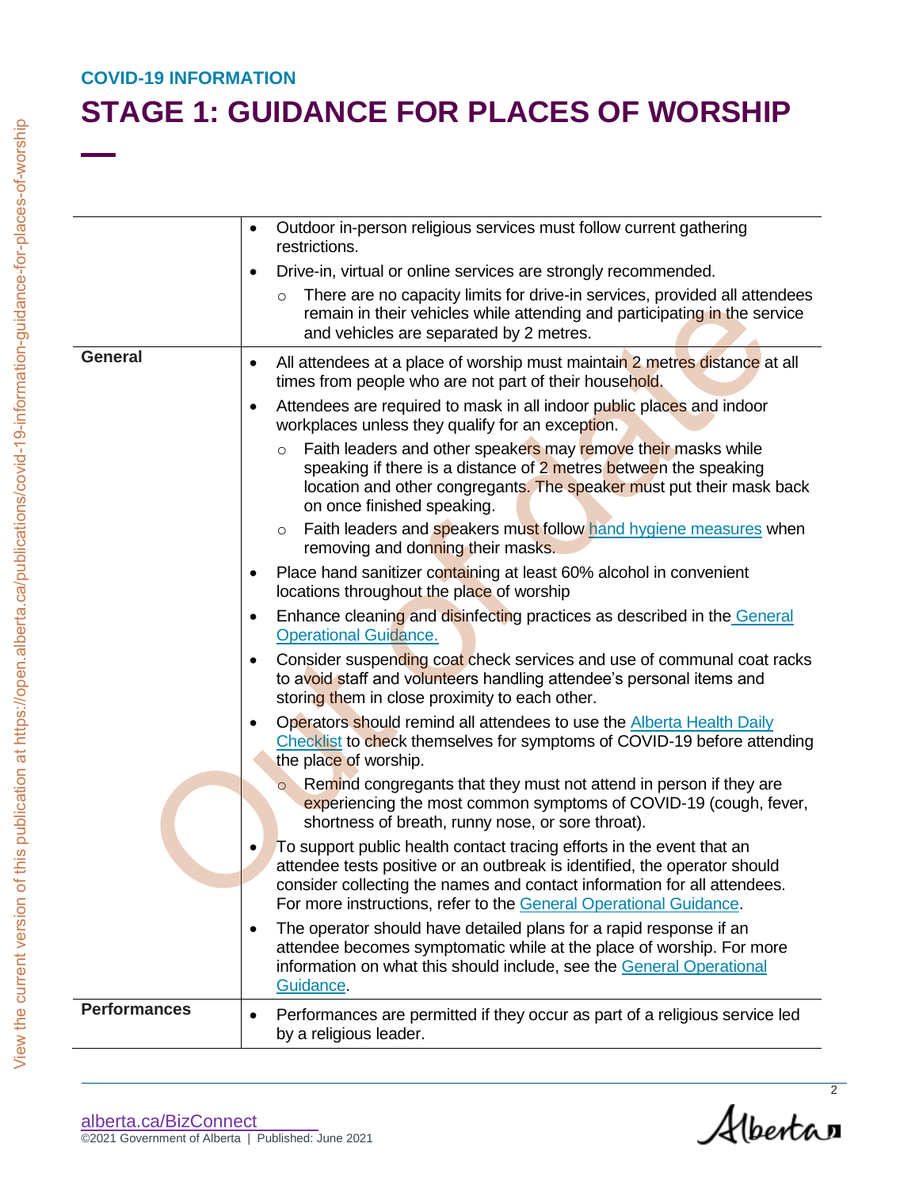**COVID-19 INFORMATION**

# STAGE 1: GUIDANCE FOR PLACES OF WORSHIP

| | |
|---|---|
| | • Outdoor in-person religious services must follow current gathering restrictions.<br>• Drive-in, virtual or online services are strongly recommended.<br>  ○ There are no capacity limits for drive-in services, provided all attendees remain in their vehicles while attending and participating in the service and vehicles are separated by 2 metres. |
| **General** | • All attendees at a place of worship must maintain 2 metres distance at all times from people who are not part of their household.<br>• Attendees are required to mask in all indoor public places and indoor workplaces unless they qualify for an exception.<br>  ○ Faith leaders and other speakers may remove their masks while speaking if there is a distance of 2 metres between the speaking location and other congregants. The speaker must put their mask back on once finished speaking.<br>  ○ Faith leaders and speakers must follow hand hygiene measures when removing and donning their masks.<br>• Place hand sanitizer containing at least 60% alcohol in convenient locations throughout the place of worship<br>• Enhance cleaning and disinfecting practices as described in the General Operational Guidance.<br>• Consider suspending coat check services and use of communal coat racks to avoid staff and volunteers handling attendee's personal items and storing them in close proximity to each other.<br>• Operators should remind all attendees to use the Alberta Health Daily Checklist to check themselves for symptoms of COVID-19 before attending the place of worship.<br>  ○ Remind congregants that they must not attend in person if they are experiencing the most common symptoms of COVID-19 (cough, fever, shortness of breath, runny nose, or sore throat).<br>• To support public health contact tracing efforts in the event that an attendee tests positive or an outbreak is identified, the operator should consider collecting the names and contact information for all attendees. For more instructions, refer to the General Operational Guidance.<br>• The operator should have detailed plans for a rapid response if an attendee becomes symptomatic while at the place of worship. For more information on what this should include, see the General Operational Guidance. |
| **Performances** | • Performances are permitted if they occur as part of a religious service led by a religious leader. |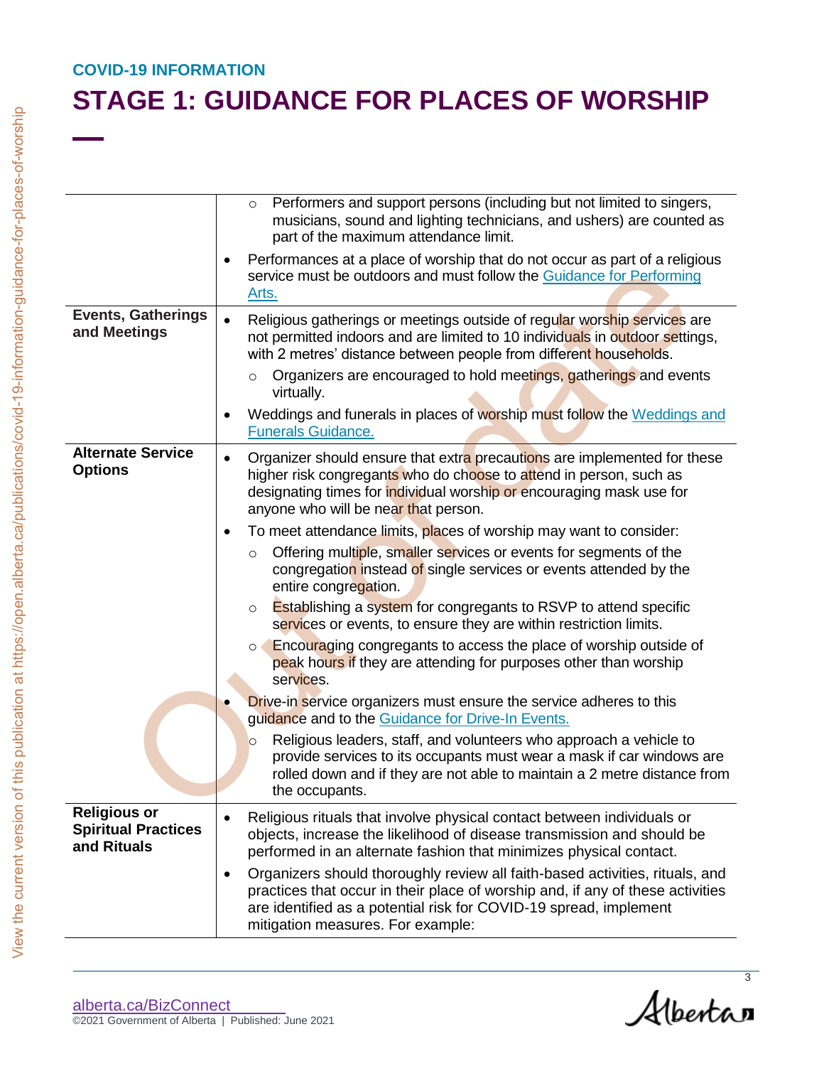COVID-19 INFORMATION

# STAGE 1: GUIDANCE FOR PLACES OF WORSHIP

| | |
|---|---|
| | ○ Performers and support persons (including but not limited to singers, musicians, sound and lighting technicians, and ushers) are counted as part of the maximum attendance limit.<br>• Performances at a place of worship that do not occur as part of a religious service must be outdoors and must follow the Guidance for Performing Arts. |
| **Events, Gatherings and Meetings** | • Religious gatherings or meetings outside of regular worship services are not permitted indoors and are limited to 10 individuals in outdoor settings, with 2 metres' distance between people from different households.<br>○ Organizers are encouraged to hold meetings, gatherings and events virtually.<br>• Weddings and funerals in places of worship must follow the Weddings and Funerals Guidance. |
| **Alternate Service Options** | • Organizer should ensure that extra precautions are implemented for these higher risk congregants who do choose to attend in person, such as designating times for individual worship or encouraging mask use for anyone who will be near that person.<br>• To meet attendance limits, places of worship may want to consider:<br>○ Offering multiple, smaller services or events for segments of the congregation instead of single services or events attended by the entire congregation.<br>○ Establishing a system for congregants to RSVP to attend specific services or events, to ensure they are within restriction limits.<br>○ Encouraging congregants to access the place of worship outside of peak hours if they are attending for purposes other than worship services.<br>• Drive-in service organizers must ensure the service adheres to this guidance and to the Guidance for Drive-In Events.<br>○ Religious leaders, staff, and volunteers who approach a vehicle to provide services to its occupants must wear a mask if car windows are rolled down and if they are not able to maintain a 2 metre distance from the occupants. |
| **Religious or Spiritual Practices and Rituals** | • Religious rituals that involve physical contact between individuals or objects, increase the likelihood of disease transmission and should be performed in an alternate fashion that minimizes physical contact.<br>• Organizers should thoroughly review all faith-based activities, rituals, and practices that occur in their place of worship and, if any of these activities are identified as a potential risk for COVID-19 spread, implement mitigation measures. For example: |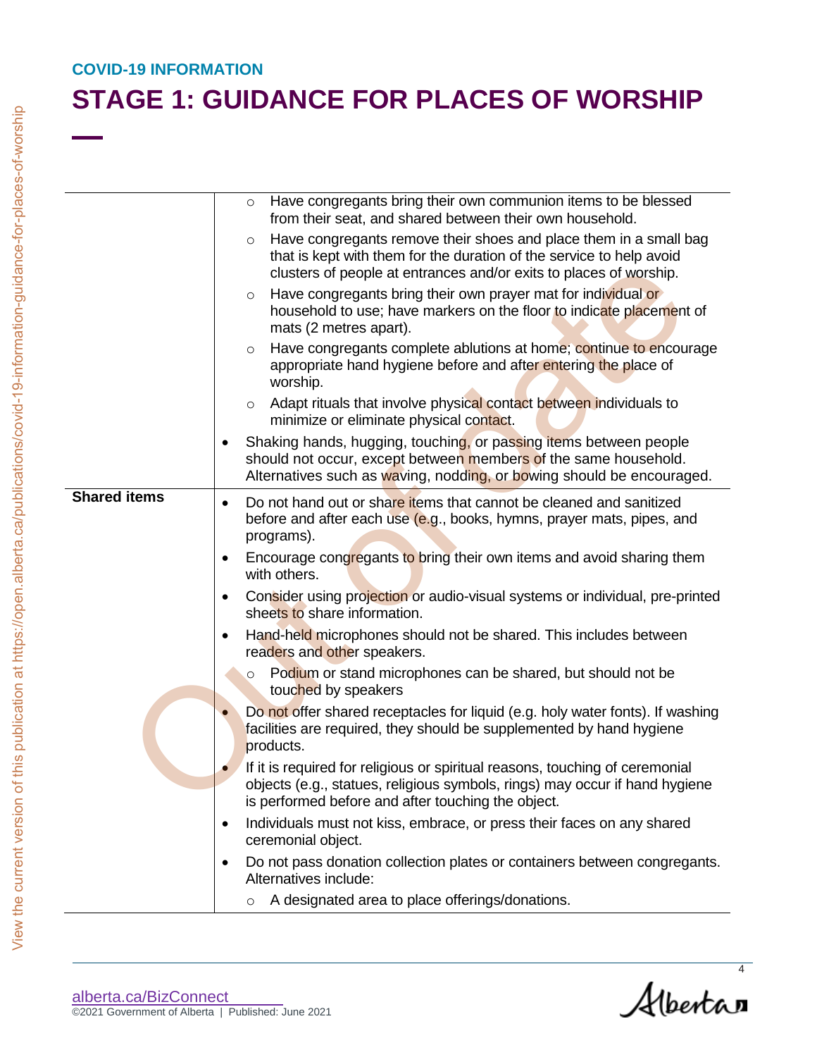**COVID-19 INFORMATION**

# STAGE 1: GUIDANCE FOR PLACES OF WORSHIP

| | |
|---|---|
| | ○ Have congregants bring their own communion items to be blessed from their seat, and shared between their own household.<br>○ Have congregants remove their shoes and place them in a small bag that is kept with them for the duration of the service to help avoid clusters of people at entrances and/or exits to places of worship.<br>○ Have congregants bring their own prayer mat for individual or household to use; have markers on the floor to indicate placement of mats (2 metres apart).<br>○ Have congregants complete ablutions at home; continue to encourage appropriate hand hygiene before and after entering the place of worship.<br>○ Adapt rituals that involve physical contact between individuals to minimize or eliminate physical contact.<br>• Shaking hands, hugging, touching, or passing items between people should not occur, except between members of the same household. Alternatives such as waving, nodding, or bowing should be encouraged. |
| **Shared items** | • Do not hand out or share items that cannot be cleaned and sanitized before and after each use (e.g., books, hymns, prayer mats, pipes, and programs).<br>• Encourage congregants to bring their own items and avoid sharing them with others.<br>• Consider using projection or audio-visual systems or individual, pre-printed sheets to share information.<br>• Hand-held microphones should not be shared. This includes between readers and other speakers.<br>○ Podium or stand microphones can be shared, but should not be touched by speakers<br>• Do not offer shared receptacles for liquid (e.g. holy water fonts). If washing facilities are required, they should be supplemented by hand hygiene products.<br>• If it is required for religious or spiritual reasons, touching of ceremonial objects (e.g., statues, religious symbols, rings) may occur if hand hygiene is performed before and after touching the object.<br>• Individuals must not kiss, embrace, or press their faces on any shared ceremonial object.<br>• Do not pass donation collection plates or containers between congregants. Alternatives include:<br>○ A designated area to place offerings/donations. |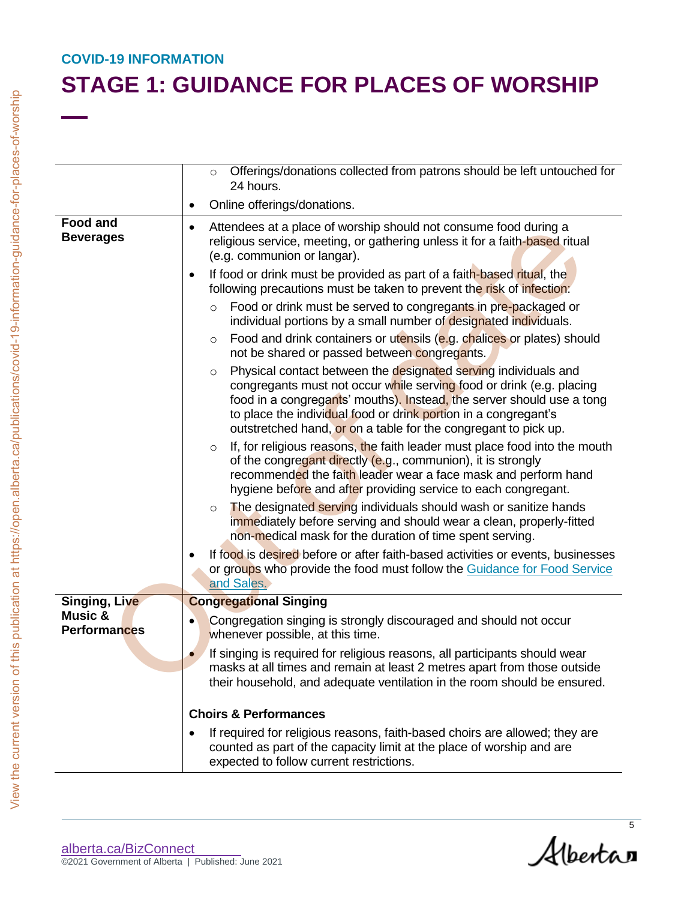COVID-19 INFORMATION

# STAGE 1: GUIDANCE FOR PLACES OF WORSHIP

| | |
|---|---|
| | ○ Offerings/donations collected from patrons should be left untouched for 24 hours.<br>• Online offerings/donations. |
| **Food and Beverages** | • Attendees at a place of worship should not consume food during a religious service, meeting, or gathering unless it for a faith-based ritual (e.g. communion or langar).<br>• If food or drink must be provided as part of a faith-based ritual, the following precautions must be taken to prevent the risk of infection:<br>○ Food or drink must be served to congregants in pre-packaged or individual portions by a small number of designated individuals.<br>○ Food and drink containers or utensils (e.g. chalices or plates) should not be shared or passed between congregants.<br>○ Physical contact between the designated serving individuals and congregants must not occur while serving food or drink (e.g. placing food in a congregants' mouths). Instead, the server should use a tong to place the individual food or drink portion in a congregant's outstretched hand, or on a table for the congregant to pick up.<br>○ If, for religious reasons, the faith leader must place food into the mouth of the congregant directly (e.g., communion), it is strongly recommended the faith leader wear a face mask and perform hand hygiene before and after providing service to each congregant.<br>○ The designated serving individuals should wash or sanitize hands immediately before serving and should wear a clean, properly-fitted non-medical mask for the duration of time spent serving.<br>• If food is desired before or after faith-based activities or events, businesses or groups who provide the food must follow the Guidance for Food Service and Sales. |
| **Singing, Live Music & Performances** | **Congregational Singing**<br>• Congregation singing is strongly discouraged and should not occur whenever possible, at this time.<br>• If singing is required for religious reasons, all participants should wear masks at all times and remain at least 2 metres apart from those outside their household, and adequate ventilation in the room should be ensured.<br><br>**Choirs & Performances**<br>• If required for religious reasons, faith-based choirs are allowed; they are counted as part of the capacity limit at the place of worship and are expected to follow current restrictions. |

alberta.ca/BizConnect
©2021 Government of Alberta | Published: June 2021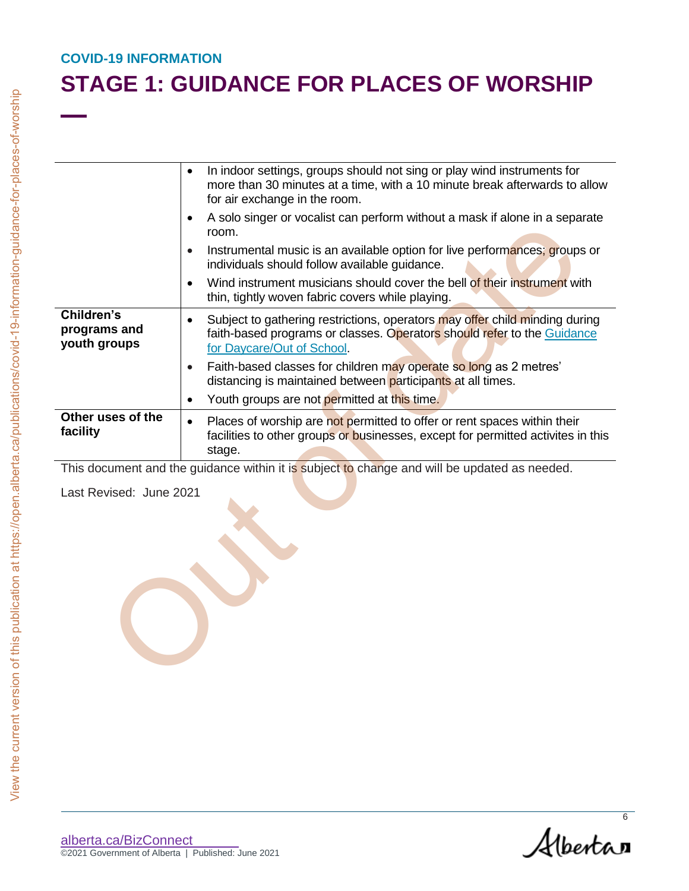COVID-19 INFORMATION

# STAGE 1: GUIDANCE FOR PLACES OF WORSHIP

| | |
|---|---|
| | • In indoor settings, groups should not sing or play wind instruments for more than 30 minutes at a time, with a 10 minute break afterwards to allow for air exchange in the room.<br>• A solo singer or vocalist can perform without a mask if alone in a separate room.<br>• Instrumental music is an available option for live performances; groups or individuals should follow available guidance.<br>• Wind instrument musicians should cover the bell of their instrument with thin, tightly woven fabric covers while playing. |
| **Children's programs and youth groups** | • Subject to gathering restrictions, operators may offer child minding during faith-based programs or classes. Operators should refer to the Guidance for Daycare/Out of School.<br>• Faith-based classes for children may operate so long as 2 metres' distancing is maintained between participants at all times.<br>• Youth groups are not permitted at this time. |
| **Other uses of the facility** | • Places of worship are not permitted to offer or rent spaces within their facilities to other groups or businesses, except for permitted activites in this stage. |

This document and the guidance within it is subject to change and will be updated as needed.

Last Revised: June 2021